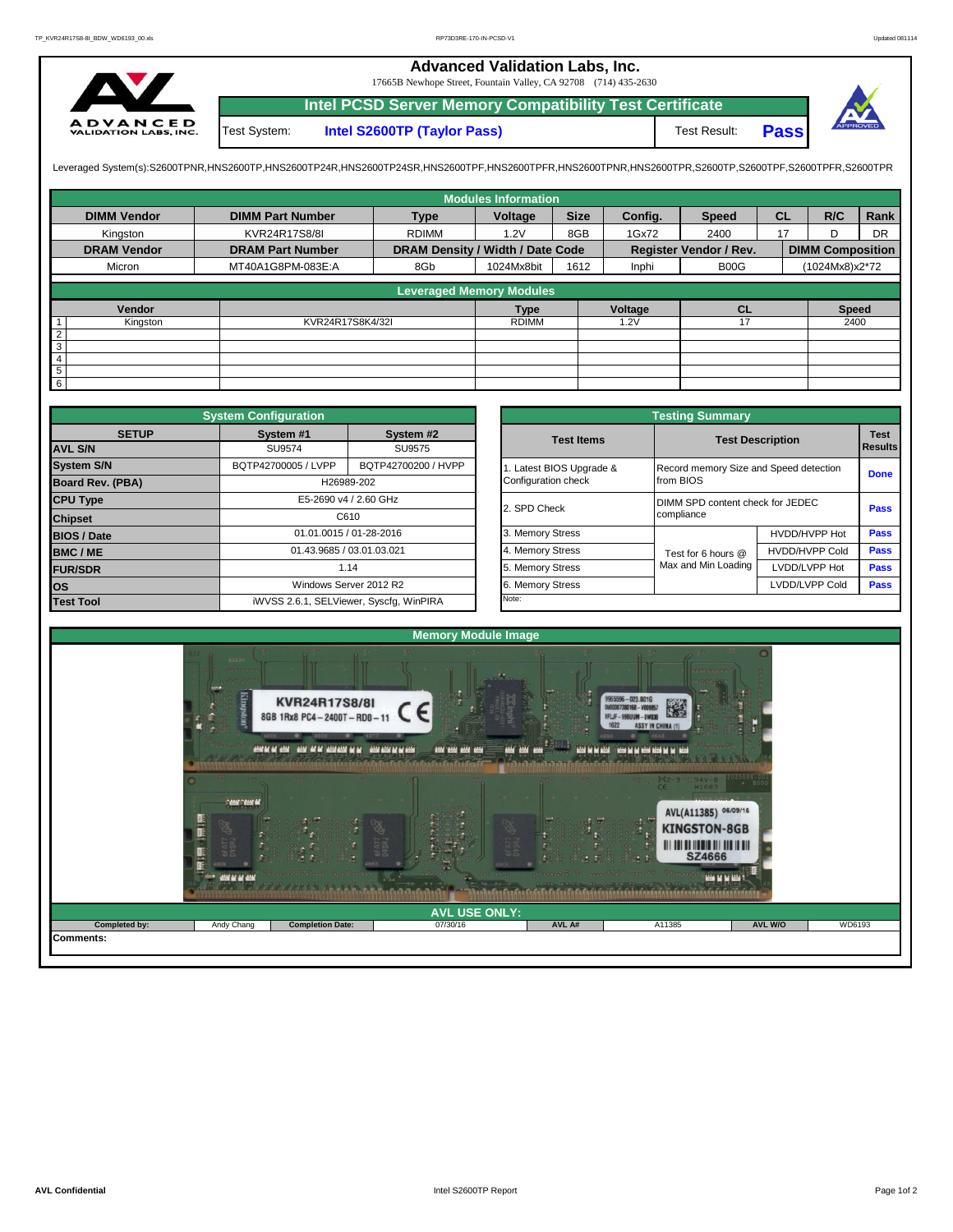# Advanced Validation Labs, Inc.

17665B Newhope Street, Fountain Valley, CA 92708 (714) 435-2630

## Intel PCSD Server Memory Compatibility Test Certificate

Test System: **Intel S2600TP (Taylor Pass)** Test Result: **Pass**

Leveraged System(s):S2600TPNR,HNS2600TP,HNS2600TP24R,HNS2600TP24SR,HNS2600TPF,HNS2600TPFR,HNS2600TPNR,HNS2600TPR,S2600TP,S2600TPF,S2600TPFR,S2600TPR

### Modules Information

| DIMM Vendor | DIMM Part Number | Type | Voltage | Size | Config. | Speed | CL | R/C | Rank |
|---|---|---|---|---|---|---|---|---|---|
| Kingston | KVR24R17S8/8I | RDIMM | 1.2V | 8GB | 1Gx72 | 2400 | 17 | D | DR |
| **DRAM Vendor** | **DRAM Part Number** | **DRAM Density / Width / Date Code** | | | **Register Vendor / Rev.** | | **DIMM Composition** | | |
| Micron | MT40A1G8PM-083E:A | 8Gb | 1024Mx8bit | 1612 | Inphi | B00G | (1024Mx8)x2*72 | | |

### Leveraged Memory Modules

| | Vendor | | Type | Voltage | CL | Speed |
|---|---|---|---|---|---|---|
| 1 | Kingston | KVR24R17S8K4/32I | RDIMM | 1.2V | 17 | 2400 |
| 2 | | | | | | |
| 3 | | | | | | |
| 4 | | | | | | |
| 5 | | | | | | |
| 6 | | | | | | |

### System Configuration

| SETUP | System #1 | System #2 |
|---|---|---|
| AVL S/N | SU9574 | SU9575 |
| System S/N | BQTP42700005 / LVPP | BQTP42700200 / HVPP |
| Board Rev. (PBA) | H26989-202 | |
| CPU Type | E5-2690 v4 / 2.60 GHz | |
| Chipset | C610 | |
| BIOS / Date | 01.01.0015 / 01-28-2016 | |
| BMC / ME | 01.43.9685 / 03.01.03.021 | |
| FUR/SDR | 1.14 | |
| OS | Windows Server 2012 R2 | |
| Test Tool | iWVSS 2.6.1, SELViewer, Syscfg, WinPIRA | |

### Testing Summary

| Test Items | Test Description | | Test Results |
|---|---|---|---|
| 1. Latest BIOS Upgrade & Configuration check | Record memory Size and Speed detection from BIOS | | Done |
| 2. SPD Check | DIMM SPD content check for JEDEC compliance | | Pass |
| 3. Memory Stress | Test for 6 hours @ Max and Min Loading | HVDD/HVPP Hot | Pass |
| 4. Memory Stress | | HVDD/HVPP Cold | Pass |
| 5. Memory Stress | | LVDD/LVPP Hot | Pass |
| 6. Memory Stress | | LVDD/LVPP Cold | Pass |

Note:

### Memory Module Image

### AVL USE ONLY:

| Completed by: | Andy Chang | Completion Date: | 07/30/16 | AVL A# | A11385 | AVL W/O | WD6193 |
|---|---|---|---|---|---|---|---|

Comments: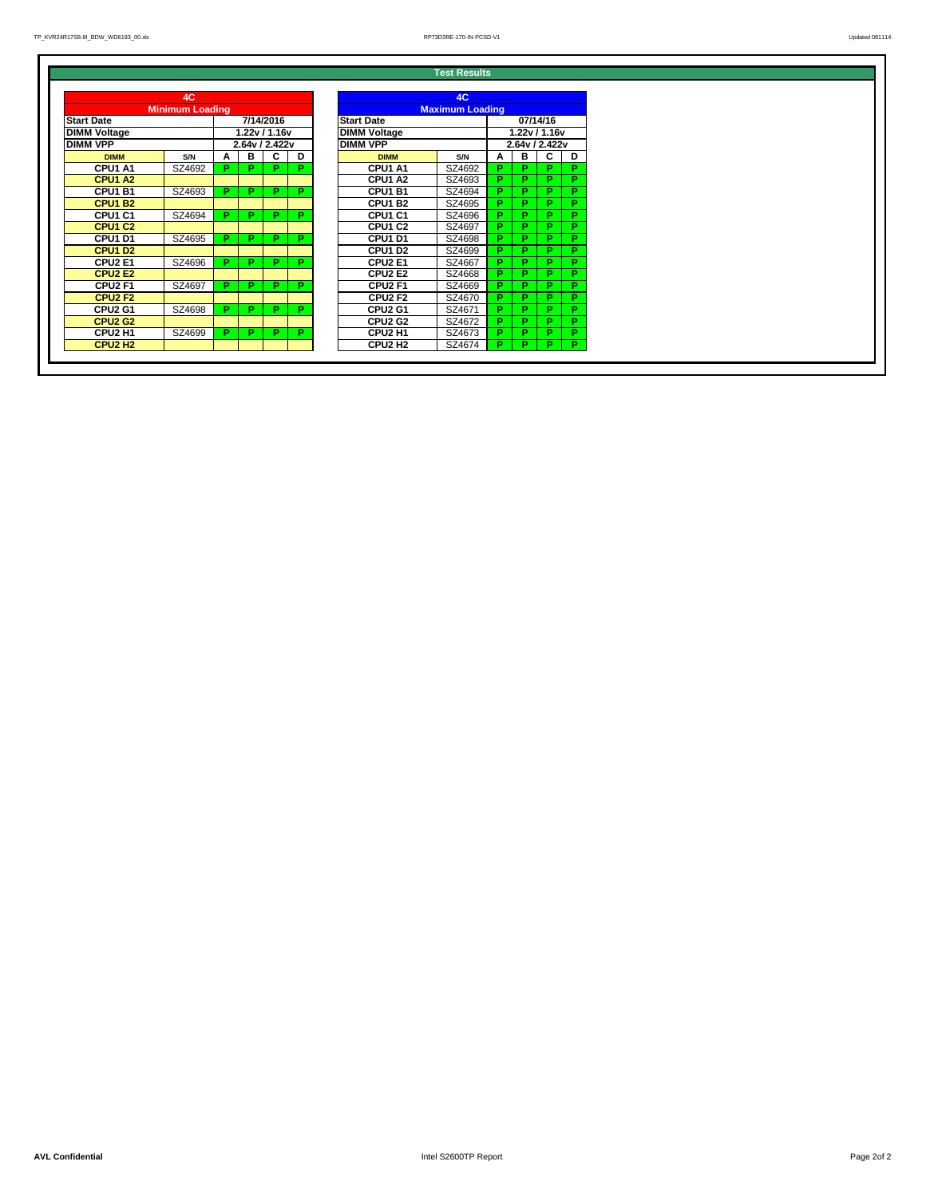## Test Results

| 4C Minimum Loading | | | | | |
|---|---|---|---|---|---|
| **Start Date** | | 7/14/2016 | | | |
| **DIMM Voltage** | | 1.22v / 1.16v | | | |
| **DIMM VPP** | | 2.64v / 2.422v | | | |
| **DIMM** | **S/N** | **A** | **B** | **C** | **D** |
| **CPU1 A1** | SZ4692 | P | P | P | P |
| **CPU1 A2** | | | | | |
| **CPU1 B1** | SZ4693 | P | P | P | P |
| **CPU1 B2** | | | | | |
| **CPU1 C1** | SZ4694 | P | P | P | P |
| **CPU1 C2** | | | | | |
| **CPU1 D1** | SZ4695 | P | P | P | P |
| **CPU1 D2** | | | | | |
| **CPU2 E1** | SZ4696 | P | P | P | P |
| **CPU2 E2** | | | | | |
| **CPU2 F1** | SZ4697 | P | P | P | P |
| **CPU2 F2** | | | | | |
| **CPU2 G1** | SZ4698 | P | P | P | P |
| **CPU2 G2** | | | | | |
| **CPU2 H1** | SZ4699 | P | P | P | P |
| **CPU2 H2** | | | | | |

| 4C Maximum Loading | | | | | |
|---|---|---|---|---|---|
| **Start Date** | | 07/14/16 | | | |
| **DIMM Voltage** | | 1.22v / 1.16v | | | |
| **DIMM VPP** | | 2.64v / 2.422v | | | |
| **DIMM** | **S/N** | **A** | **B** | **C** | **D** |
| **CPU1 A1** | SZ4692 | P | P | P | P |
| **CPU1 A2** | SZ4693 | P | P | P | P |
| **CPU1 B1** | SZ4694 | P | P | P | P |
| **CPU1 B2** | SZ4695 | P | P | P | P |
| **CPU1 C1** | SZ4696 | P | P | P | P |
| **CPU1 C2** | SZ4697 | P | P | P | P |
| **CPU1 D1** | SZ4698 | P | P | P | P |
| **CPU1 D2** | SZ4699 | P | P | P | P |
| **CPU2 E1** | SZ4667 | P | P | P | P |
| **CPU2 E2** | SZ4668 | P | P | P | P |
| **CPU2 F1** | SZ4669 | P | P | P | P |
| **CPU2 F2** | SZ4670 | P | P | P | P |
| **CPU2 G1** | SZ4671 | P | P | P | P |
| **CPU2 G2** | SZ4672 | P | P | P | P |
| **CPU2 H1** | SZ4673 | P | P | P | P |
| **CPU2 H2** | SZ4674 | P | P | P | P |